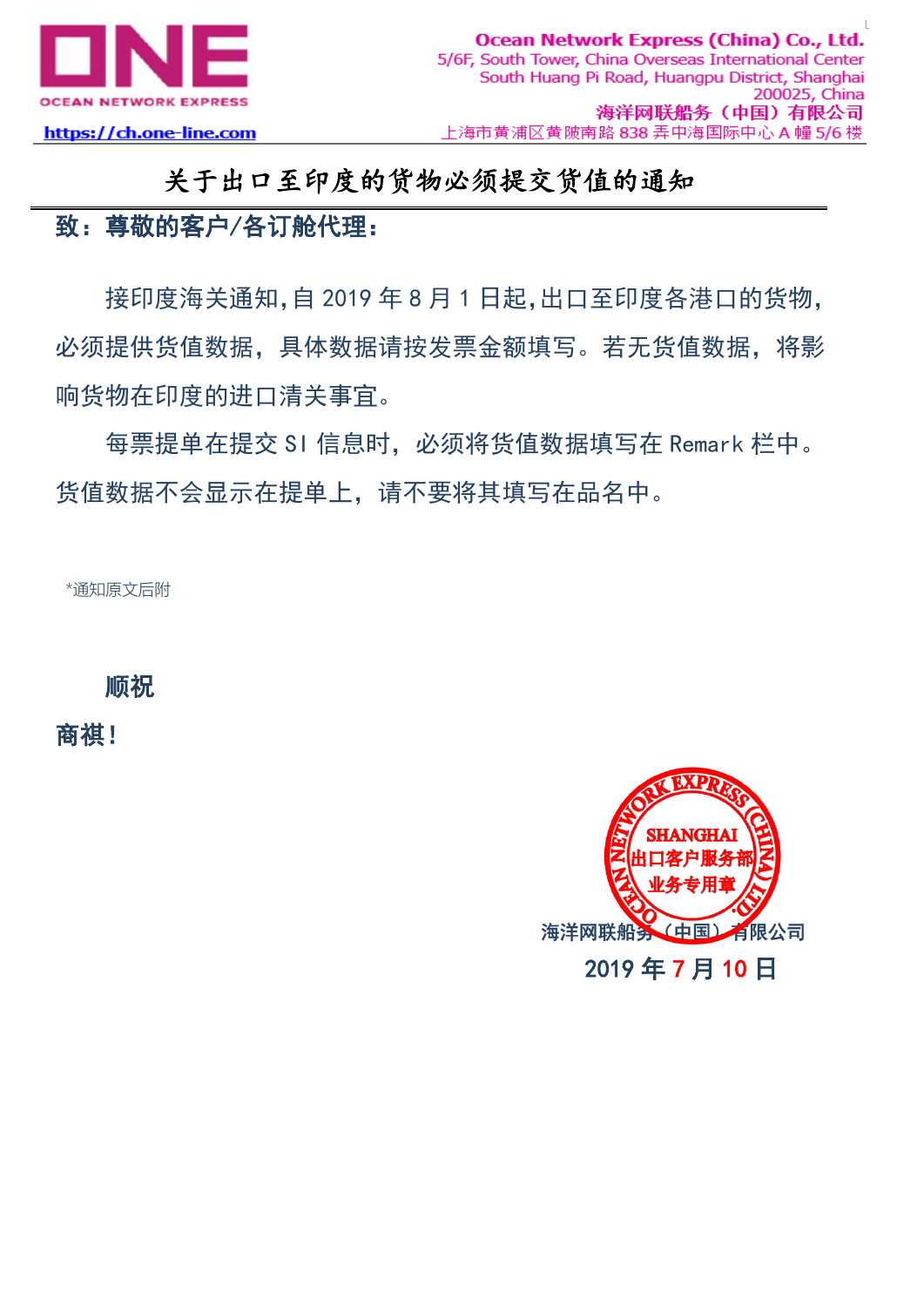**ONE**
OCEAN NETWORK EXPRESS
https://ch.one-line.com

Ocean Network Express (China) Co., Ltd.
5/6F, South Tower, China Overseas International Center
South Huang Pi Road, Huangpu District, Shanghai
200025, China
海洋网联船务（中国）有限公司
上海市黄浦区黄陂南路 838 弄中海国际中心 A 幢 5/6 楼

# 关于出口至印度的货物必须提交货值的通知

**致：尊敬的客户/各订舱代理：**

接印度海关通知，自 2019 年 8 月 1 日起，出口至印度各港口的货物，必须提供货值数据，具体数据请按发票金额填写。若无货值数据，将影响货物在印度的进口清关事宜。

每票提单在提交 SI 信息时，必须将货值数据填写在 Remark 栏中。货值数据不会显示在提单上，请不要将其填写在品名中。

*通知原文后附

**顺祝**

**商祺！**

OCEAN NETWORK EXPRESS (CHINA) LTD. SHANGHAI 出口客户服务部 业务专用章

海洋网联船务（中国）有限公司

2019 年 7 月 10 日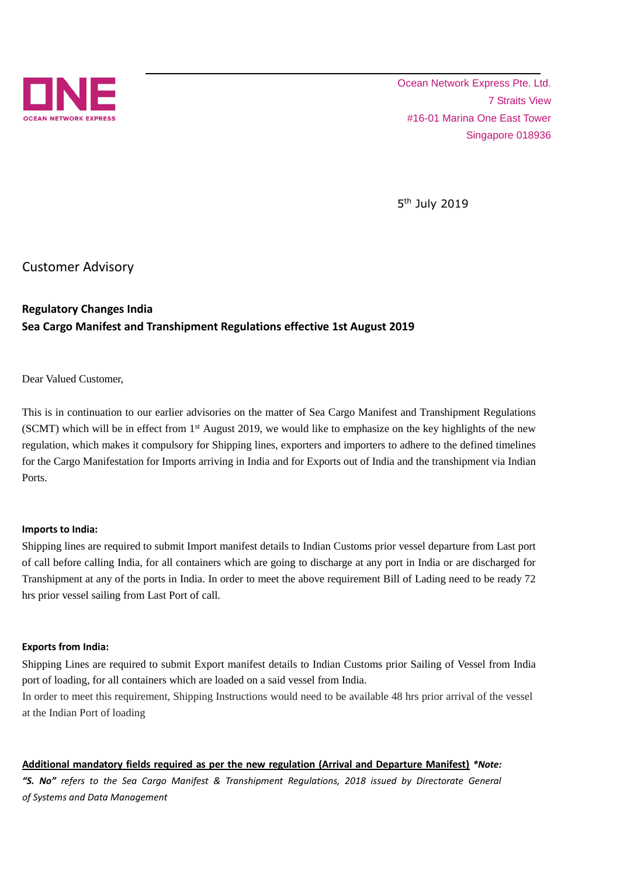Ocean Network Express Pte. Ltd.
7 Straits View
#16-01 Marina One East Tower
Singapore 018936

5th July 2019

Customer Advisory

**Regulatory Changes India**
**Sea Cargo Manifest and Transhipment Regulations effective 1st August 2019**

Dear Valued Customer,

This is in continuation to our earlier advisories on the matter of Sea Cargo Manifest and Transhipment Regulations (SCMT) which will be in effect from 1st August 2019, we would like to emphasize on the key highlights of the new regulation, which makes it compulsory for Shipping lines, exporters and importers to adhere to the defined timelines for the Cargo Manifestation for Imports arriving in India and for Exports out of India and the transhipment via Indian Ports.

**Imports to India:**

Shipping lines are required to submit Import manifest details to Indian Customs prior vessel departure from Last port of call before calling India, for all containers which are going to discharge at any port in India or are discharged for Transhipment at any of the ports in India. In order to meet the above requirement Bill of Lading need to be ready 72 hrs prior vessel sailing from Last Port of call.

**Exports from India:**

Shipping Lines are required to submit Export manifest details to Indian Customs prior Sailing of Vessel from India port of loading, for all containers which are loaded on a said vessel from India.
In order to meet this requirement, Shipping Instructions would need to be available 48 hrs prior arrival of the vessel at the Indian Port of loading

**Additional mandatory fields required as per the new regulation (Arrival and Departure Manifest)** ***Note: "S. No" refers to the Sea Cargo Manifest & Transhipment Regulations, 2018 issued by Directorate General of Systems and Data Management***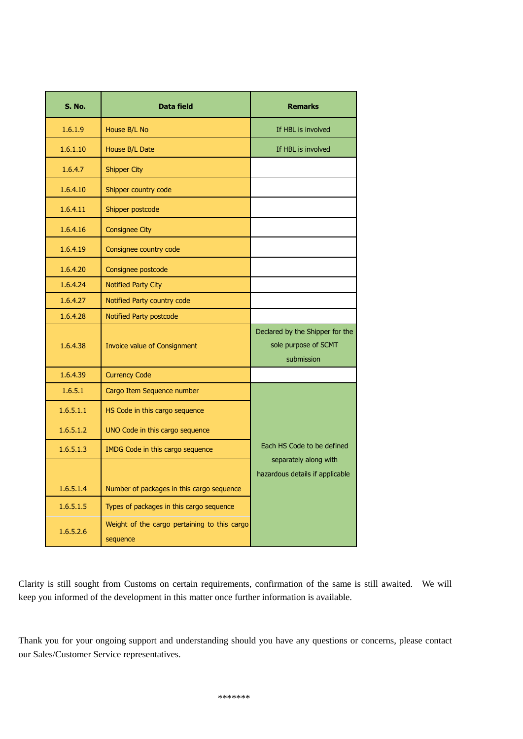| S. No. | Data field | Remarks |
|---|---|---|
| 1.6.1.9 | House B/L No | If HBL is involved |
| 1.6.1.10 | House B/L Date | If HBL is involved |
| 1.6.4.7 | Shipper City | |
| 1.6.4.10 | Shipper country code | |
| 1.6.4.11 | Shipper postcode | |
| 1.6.4.16 | Consignee City | |
| 1.6.4.19 | Consignee country code | |
| 1.6.4.20 | Consignee postcode | |
| 1.6.4.24 | Notified Party City | |
| 1.6.4.27 | Notified Party country code | |
| 1.6.4.28 | Notified Party postcode | |
| 1.6.4.38 | Invoice value of Consignment | Declared by the Shipper for the sole purpose of SCMT submission |
| 1.6.4.39 | Currency Code | |
| 1.6.5.1 | Cargo Item Sequence number | Each HS Code to be defined separately along with hazardous details if applicable |
| 1.6.5.1.1 | HS Code in this cargo sequence | |
| 1.6.5.1.2 | UNO Code in this cargo sequence | |
| 1.6.5.1.3 | IMDG Code in this cargo sequence | |
| 1.6.5.1.4 | Number of packages in this cargo sequence | |
| 1.6.5.1.5 | Types of packages in this cargo sequence | |
| 1.6.5.2.6 | Weight of the cargo pertaining to this cargo sequence | |

Clarity is still sought from Customs on certain requirements, confirmation of the same is still awaited. We will keep you informed of the development in this matter once further information is available.

Thank you for your ongoing support and understanding should you have any questions or concerns, please contact our Sales/Customer Service representatives.

*******